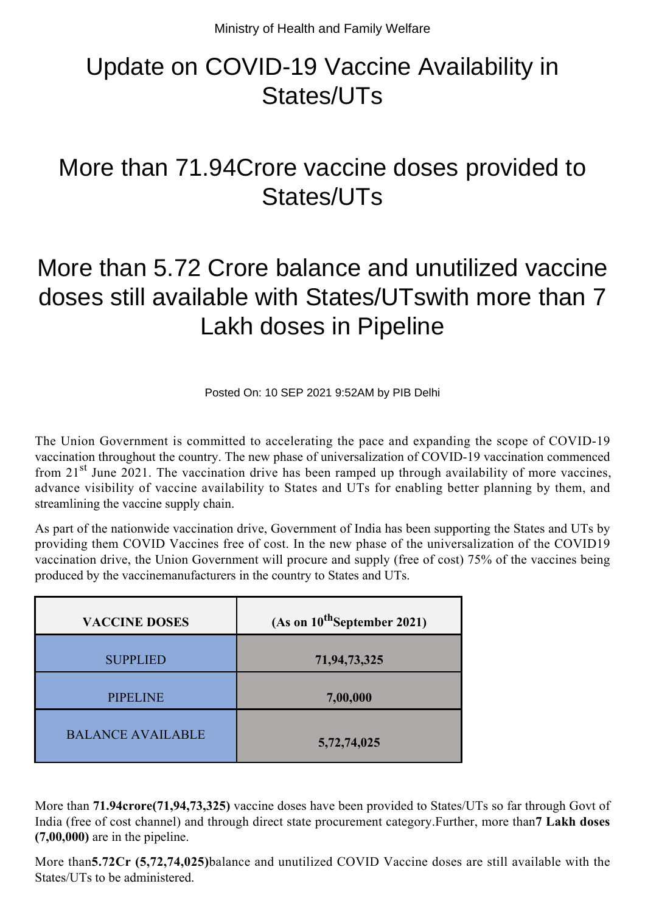Ministry of Health and Family Welfare

# Update on COVID-19 Vaccine Availability in States/UTs

## More than 71.94Crore vaccine doses provided to States/UTs

## More than 5.72 Crore balance and unutilized vaccine doses still available with States/UTswith more than 7 Lakh doses in Pipeline

Posted On: 10 SEP 2021 9:52AM by PIB Delhi

The Union Government is committed to accelerating the pace and expanding the scope of COVID-19 vaccination throughout the country. The new phase of universalization of COVID-19 vaccination commenced from 21st June 2021. The vaccination drive has been ramped up through availability of more vaccines, advance visibility of vaccine availability to States and UTs for enabling better planning by them, and streamlining the vaccine supply chain.

As part of the nationwide vaccination drive, Government of India has been supporting the States and UTs by providing them COVID Vaccines free of cost. In the new phase of the universalization of the COVID19 vaccination drive, the Union Government will procure and supply (free of cost) 75% of the vaccines being produced by the vaccinemanufacturers in the country to States and UTs.

| VACCINE DOSES | (As on 10thSeptember 2021) |
|---|---|
| SUPPLIED | **71,94,73,325** |
| PIPELINE | **7,00,000** |
| BALANCE AVAILABLE | **5,72,74,025** |

More than **71.94crore(71,94,73,325)** vaccine doses have been provided to States/UTs so far through Govt of India (free of cost channel) and through direct state procurement category.Further, more than**7 Lakh doses (7,00,000)** are in the pipeline.

More than**5.72Cr (5,72,74,025)**balance and unutilized COVID Vaccine doses are still available with the States/UTs to be administered.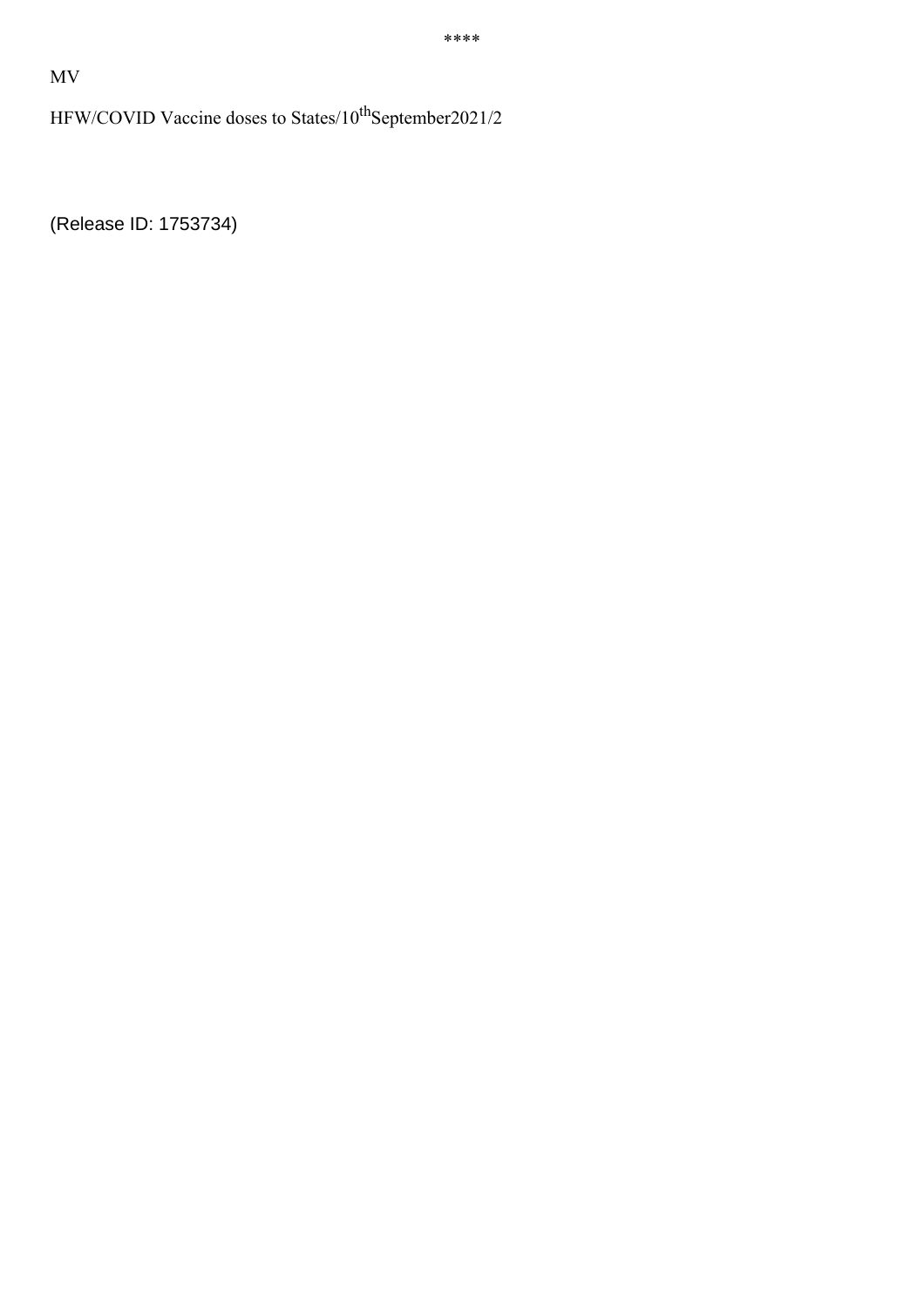****

MV

HFW/COVID Vaccine doses to States/10thSeptember2021/2

(Release ID: 1753734)